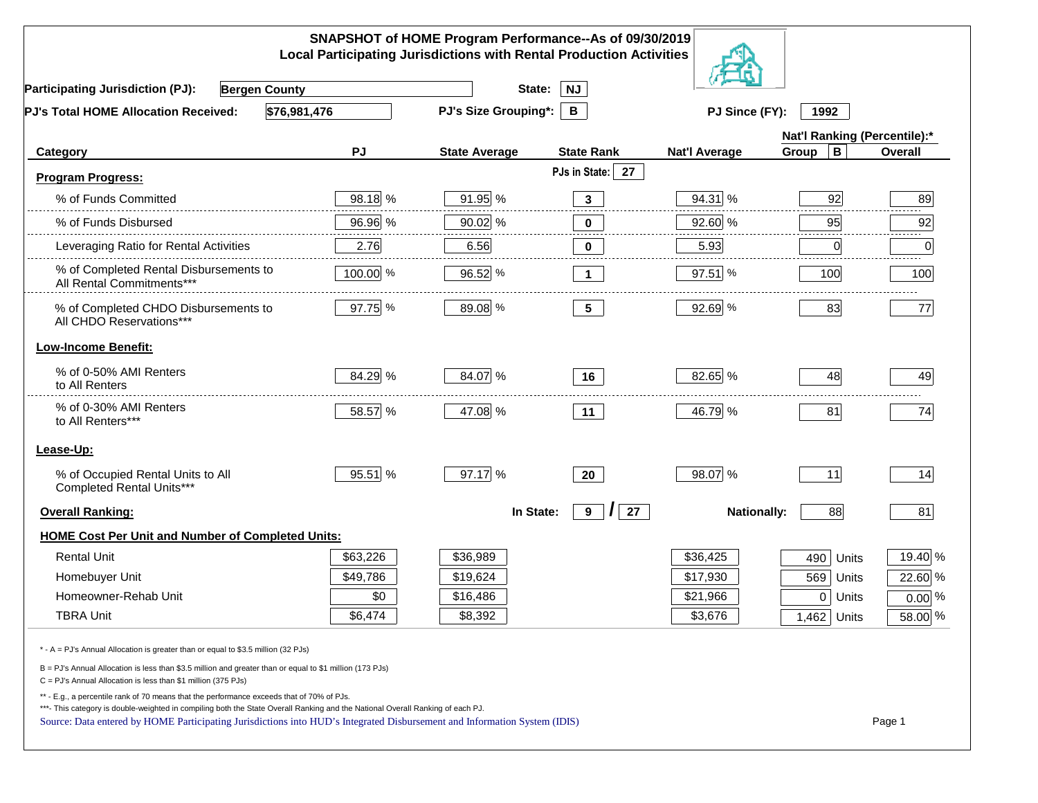# SNAPSHOT of HOME Program Performance--As of 09/30/2019
## Local Participating Jurisdictions with Rental Production Activities

**Participating Jurisdiction (PJ):** Bergen County **State:** NJ

**PJ's Total HOME Allocation Received:** $76,981,476 **PJ's Size Grouping*:** B **PJ Since (FY):** 1992

| Category | PJ | State Average | State Rank | Nat'l Average | Nat'l Ranking (Percentile):* Group B | Overall |
|---|---|---|---|---|---|---|
| **Program Progress:** | | | PJs in State: 27 | | | |
| % of Funds Committed | 98.18 % | 91.95 % | 3 | 94.31 % | 92 | 89 |
| % of Funds Disbursed | 96.96 % | 90.02 % | 0 | 92.60 % | 95 | 92 |
| Leveraging Ratio for Rental Activities | 2.76 | 6.56 | 0 | 5.93 | 0 | 0 |
| % of Completed Rental Disbursements to All Rental Commitments*** | 100.00 % | 96.52 % | 1 | 97.51 % | 100 | 100 |
| % of Completed CHDO Disbursements to All CHDO Reservations*** | 97.75 % | 89.08 % | 5 | 92.69 % | 83 | 77 |
| **Low-Income Benefit:** | | | | | | |
| % of 0-50% AMI Renters to All Renters | 84.29 % | 84.07 % | 16 | 82.65 % | 48 | 49 |
| % of 0-30% AMI Renters to All Renters*** | 58.57 % | 47.08 % | 11 | 46.79 % | 81 | 74 |
| **Lease-Up:** | | | | | | |
| % of Occupied Rental Units to All Completed Rental Units*** | 95.51 % | 97.17 % | 20 | 98.07 % | 11 | 14 |
| **Overall Ranking:** | | In State: | 9 / 27 | Nationally: | 88 | 81 |
| **HOME Cost Per Unit and Number of Completed Units:** | | | | | | |
| Rental Unit | $63,226 | $36,989 | | $36,425 | 490 Units | 19.40 % |
| Homebuyer Unit | $49,786 | $19,624 | | $17,930 | 569 Units | 22.60 % |
| Homeowner-Rehab Unit | $0 | $16,486 | | $21,966 | 0 Units | 0.00 % |
| TBRA Unit | $6,474 | $8,392 | | $3,676 | 1,462 Units | 58.00 % |

\* - A = PJ's Annual Allocation is greater than or equal to $3.5 million (32 PJs)

B = PJ's Annual Allocation is less than $3.5 million and greater than or equal to $1 million (173 PJs)

C = PJ's Annual Allocation is less than $1 million (375 PJs)

** - E.g., a percentile rank of 70 means that the performance exceeds that of 70% of PJs.

***- This category is double-weighted in compiling both the State Overall Ranking and the National Overall Ranking of each PJ.

Source: Data entered by HOME Participating Jurisdictions into HUD's Integrated Disbursement and Information System (IDIS)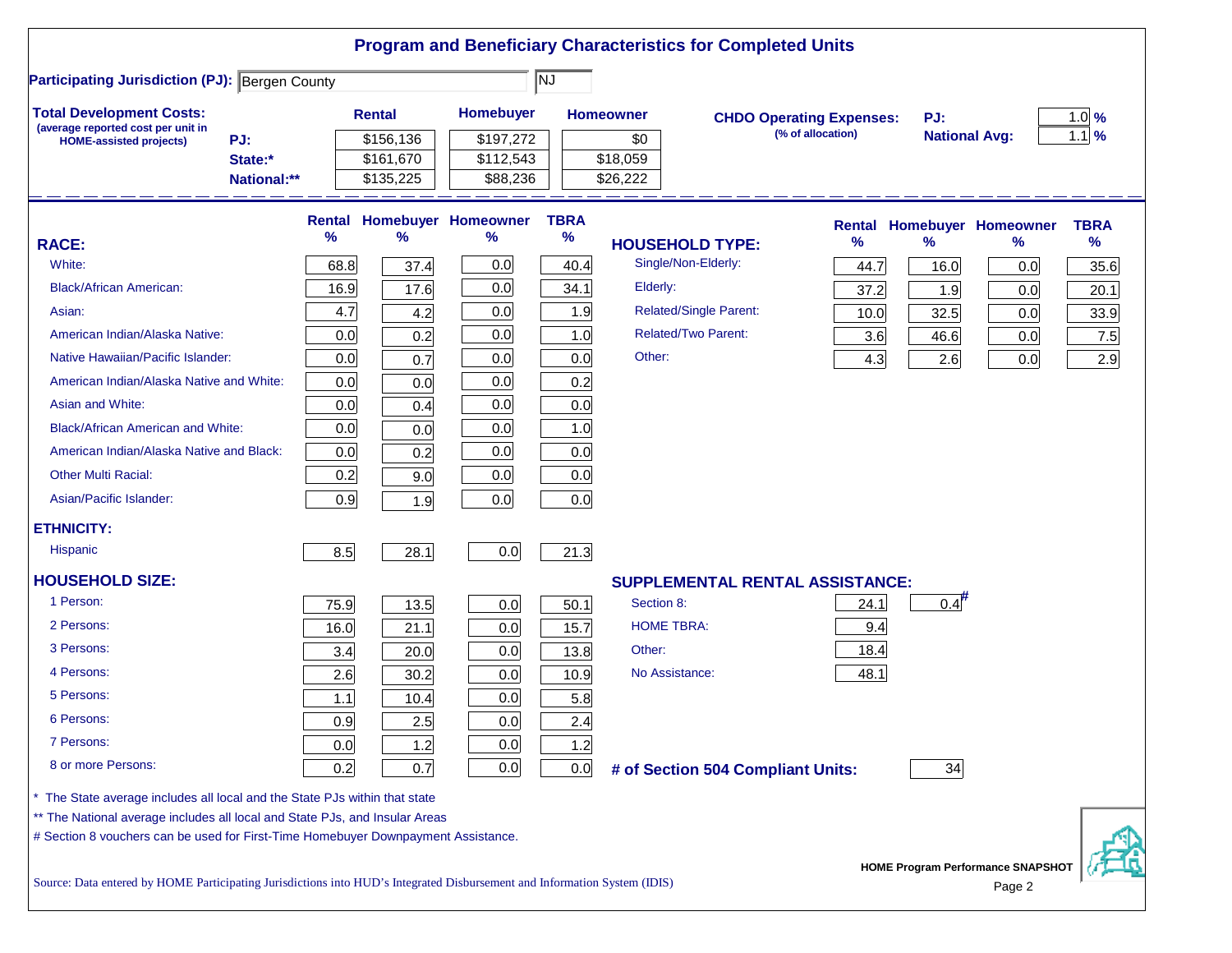# Program and Beneficiary Characteristics for Completed Units

**Participating Jurisdiction (PJ):** Bergen County | NJ

**Total Development Costs:** (average reported cost per unit in HOME-assisted projects)

| | Rental | Homebuyer | Homeowner |
|---|---|---|---|
| PJ: | $156,136 | $197,272 | $0 |
| State:* | $161,670 | $112,543 | $18,059 |
| National:** | $135,225 | $88,236 | $26,222 |

**CHDO Operating Expenses:** (% of allocation)

| | |
|---|---|
| PJ: | 1.0 % |
| National Avg: | 1.1 % |

| RACE: | Rental % | Homebuyer % | Homeowner % | TBRA % |
|---|---|---|---|---|
| White: | 68.8 | 37.4 | 0.0 | 40.4 |
| Black/African American: | 16.9 | 17.6 | 0.0 | 34.1 |
| Asian: | 4.7 | 4.2 | 0.0 | 1.9 |
| American Indian/Alaska Native: | 0.0 | 0.2 | 0.0 | 1.0 |
| Native Hawaiian/Pacific Islander: | 0.0 | 0.7 | 0.0 | 0.0 |
| American Indian/Alaska Native and White: | 0.0 | 0.0 | 0.0 | 0.2 |
| Asian and White: | 0.0 | 0.4 | 0.0 | 0.0 |
| Black/African American and White: | 0.0 | 0.0 | 0.0 | 1.0 |
| American Indian/Alaska Native and Black: | 0.0 | 0.2 | 0.0 | 0.0 |
| Other Multi Racial: | 0.2 | 9.0 | 0.0 | 0.0 |
| Asian/Pacific Islander: | 0.9 | 1.9 | 0.0 | 0.0 |
| **ETHNICITY:** | | | | |
| Hispanic | 8.5 | 28.1 | 0.0 | 21.3 |

| HOUSEHOLD TYPE: | Rental % | Homebuyer % | Homeowner % | TBRA % |
|---|---|---|---|---|
| Single/Non-Elderly: | 44.7 | 16.0 | 0.0 | 35.6 |
| Elderly: | 37.2 | 1.9 | 0.0 | 20.1 |
| Related/Single Parent: | 10.0 | 32.5 | 0.0 | 33.9 |
| Related/Two Parent: | 3.6 | 46.6 | 0.0 | 7.5 |
| Other: | 4.3 | 2.6 | 0.0 | 2.9 |

| HOUSEHOLD SIZE: | Rental % | Homebuyer % | Homeowner % | TBRA % |
|---|---|---|---|---|
| 1 Person: | 75.9 | 13.5 | 0.0 | 50.1 |
| 2 Persons: | 16.0 | 21.1 | 0.0 | 15.7 |
| 3 Persons: | 3.4 | 20.0 | 0.0 | 13.8 |
| 4 Persons: | 2.6 | 30.2 | 0.0 | 10.9 |
| 5 Persons: | 1.1 | 10.4 | 0.0 | 5.8 |
| 6 Persons: | 0.9 | 2.5 | 0.0 | 2.4 |
| 7 Persons: | 0.0 | 1.2 | 0.0 | 1.2 |
| 8 or more Persons: | 0.2 | 0.7 | 0.0 | 0.0 |

| SUPPLEMENTAL RENTAL ASSISTANCE: | Rental | Homebuyer |
|---|---|---|
| Section 8: | 24.1 | 0.4# |
| HOME TBRA: | 9.4 | |
| Other: | 18.4 | |
| No Assistance: | 48.1 | |

**# of Section 504 Compliant Units:** 34

\* The State average includes all local and the State PJs within that state

\** The National average includes all local and State PJs, and Insular Areas

\# Section 8 vouchers can be used for First-Time Homebuyer Downpayment Assistance.

Source: Data entered by HOME Participating Jurisdictions into HUD's Integrated Disbursement and Information System (IDIS)

HOME Program Performance SNAPSHOT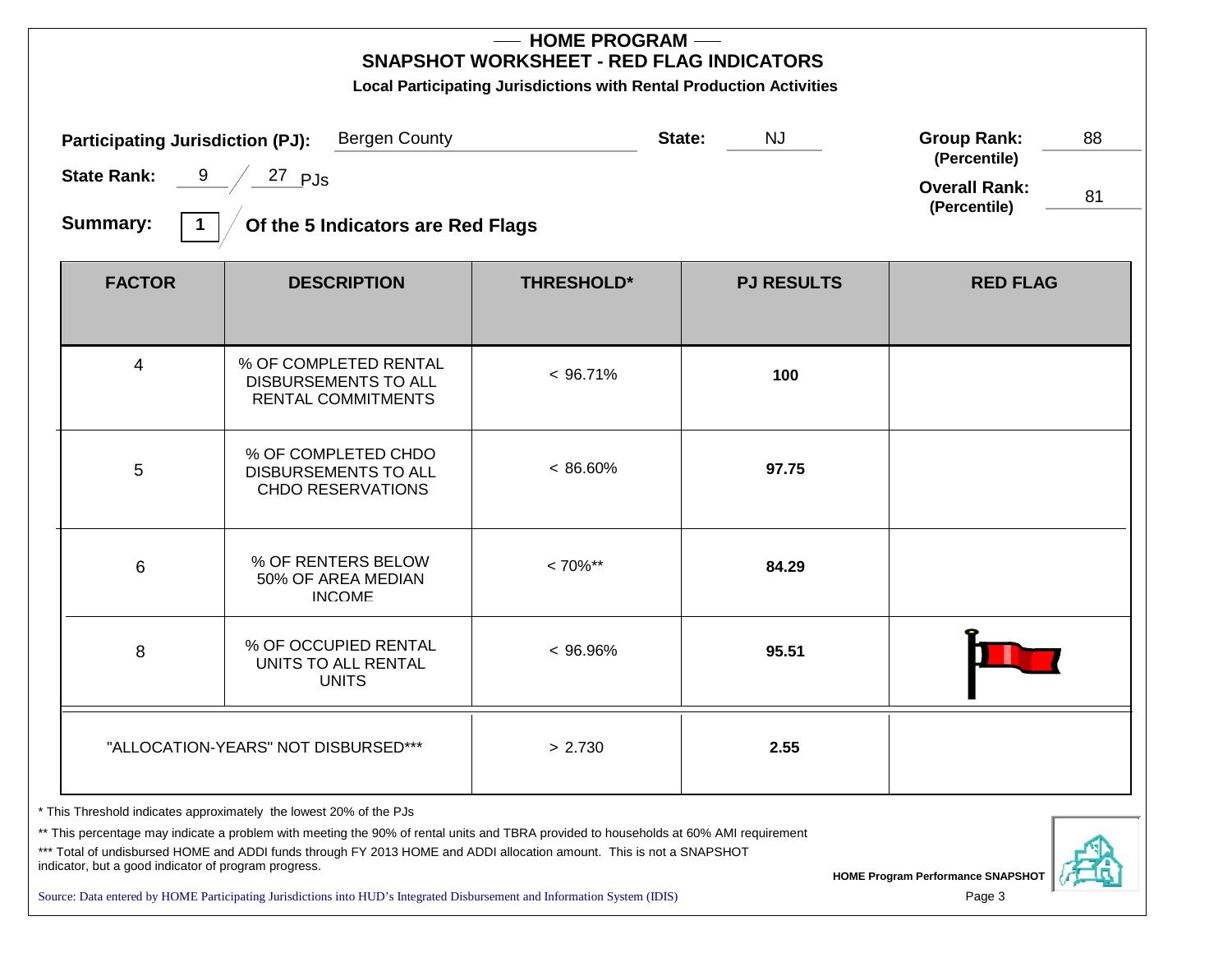# HOME PROGRAM

## SNAPSHOT WORKSHEET - RED FLAG INDICATORS

**Local Participating Jurisdictions with Rental Production Activities**

**Participating Jurisdiction (PJ):** Bergen County **State:** NJ **Group Rank:** 88 **(Percentile)**

**State Rank:** 9 / 27 PJs **Overall Rank:** 81 **(Percentile)**

**Summary:** 1 / Of the 5 Indicators are Red Flags

| FACTOR | DESCRIPTION | THRESHOLD* | PJ RESULTS | RED FLAG |
|---|---|---|---|---|
| 4 | % OF COMPLETED RENTAL DISBURSEMENTS TO ALL RENTAL COMMITMENTS | < 96.71% | **100** | |
| 5 | % OF COMPLETED CHDO DISBURSEMENTS TO ALL CHDO RESERVATIONS | < 86.60% | **97.75** | |
| 6 | % OF RENTERS BELOW 50% OF AREA MEDIAN INCOME | < 70%** | **84.29** | |
| 8 | % OF OCCUPIED RENTAL UNITS TO ALL RENTAL UNITS | < 96.96% | **95.51** | Red Flag |
| "ALLOCATION-YEARS" NOT DISBURSED*** | | > 2.730 | **2.55** | |

\* This Threshold indicates approximately the lowest 20% of the PJs

** This percentage may indicate a problem with meeting the 90% of rental units and TBRA provided to households at 60% AMI requirement

*** Total of undisbursed HOME and ADDI funds through FY 2013 HOME and ADDI allocation amount. This is not a SNAPSHOT indicator, but a good indicator of program progress.

Source: Data entered by HOME Participating Jurisdictions into HUD's Integrated Disbursement and Information System (IDIS)

**HOME Program Performance SNAPSHOT**